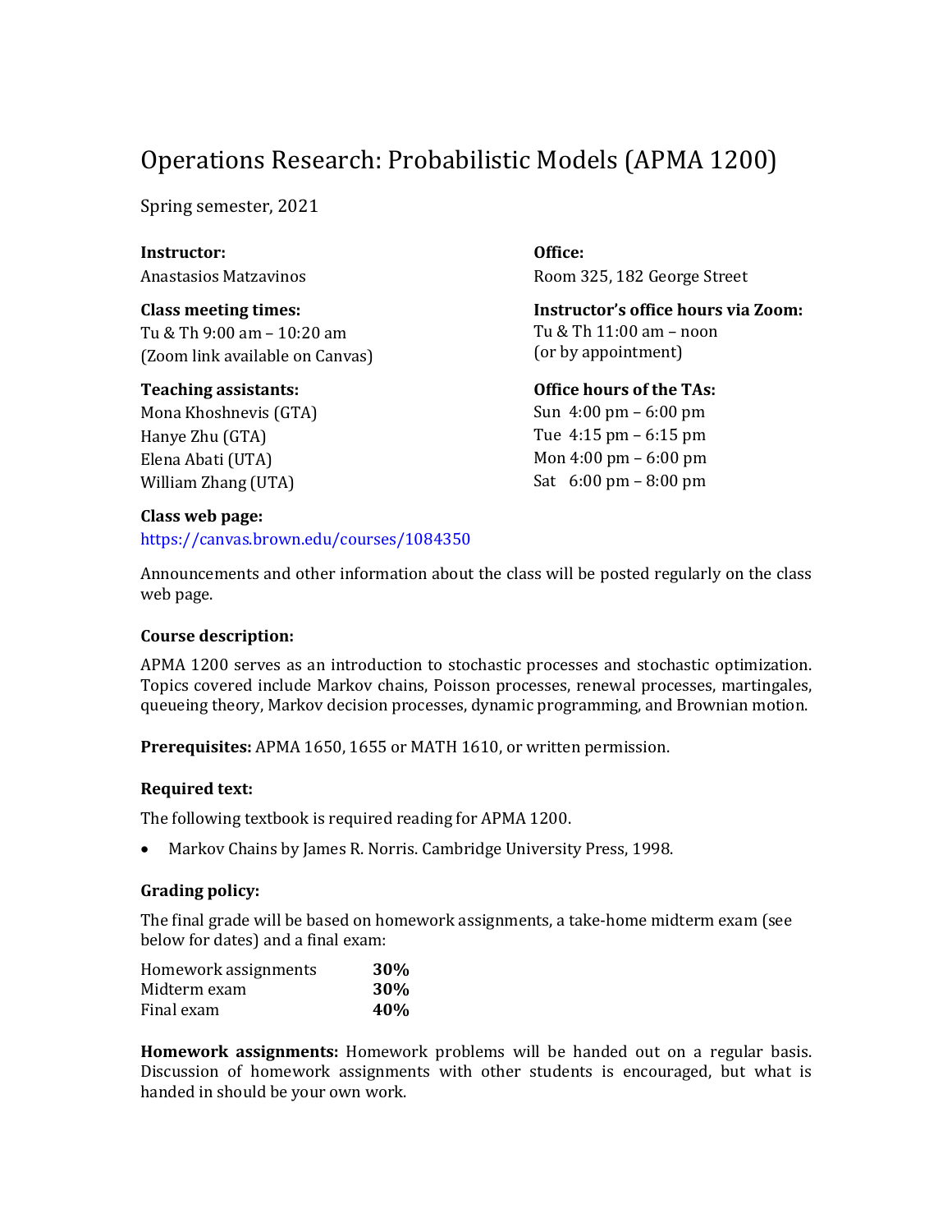# Operations Research: Probabilistic Models (APMA 1200)

Spring semester, 2021

**Instructor:**
Anastasios Matzavinos

**Office:**
Room 325, 182 George Street

**Class meeting times:**
Tu & Th 9:00 am – 10:20 am
(Zoom link available on Canvas)

**Instructor's office hours via Zoom:**
Tu & Th 11:00 am – noon
(or by appointment)

**Teaching assistants:**
Mona Khoshnevis (GTA)
Hanye Zhu (GTA)
Elena Abati (UTA)
William Zhang (UTA)

**Office hours of the TAs:**
Sun 4:00 pm – 6:00 pm
Tue 4:15 pm – 6:15 pm
Mon 4:00 pm – 6:00 pm
Sat 6:00 pm – 8:00 pm

**Class web page:**
https://canvas.brown.edu/courses/1084350

Announcements and other information about the class will be posted regularly on the class web page.

**Course description:**

APMA 1200 serves as an introduction to stochastic processes and stochastic optimization. Topics covered include Markov chains, Poisson processes, renewal processes, martingales, queueing theory, Markov decision processes, dynamic programming, and Brownian motion.

**Prerequisites:** APMA 1650, 1655 or MATH 1610, or written permission.

**Required text:**

The following textbook is required reading for APMA 1200.

- Markov Chains by James R. Norris. Cambridge University Press, 1998.

**Grading policy:**

The final grade will be based on homework assignments, a take-home midterm exam (see below for dates) and a final exam:

| | |
|---|---|
| Homework assignments | **30%** |
| Midterm exam | **30%** |
| Final exam | **40%** |

**Homework assignments:** Homework problems will be handed out on a regular basis. Discussion of homework assignments with other students is encouraged, but what is handed in should be your own work.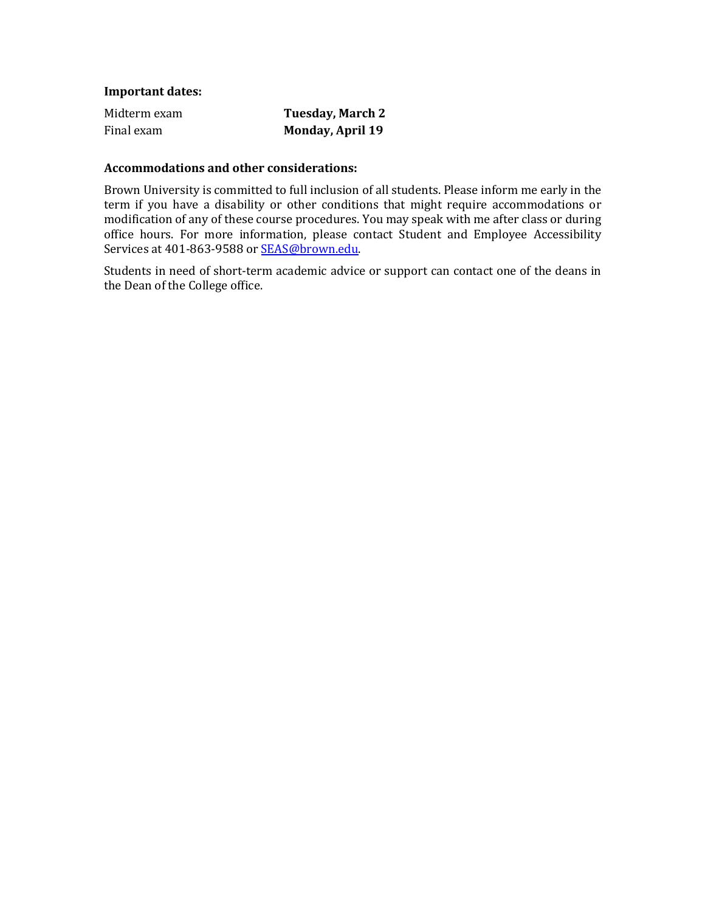**Important dates:**

| | |
|---|---|
| Midterm exam | **Tuesday, March 2** |
| Final exam | **Monday, April 19** |

**Accommodations and other considerations:**

Brown University is committed to full inclusion of all students. Please inform me early in the term if you have a disability or other conditions that might require accommodations or modification of any of these course procedures. You may speak with me after class or during office hours. For more information, please contact Student and Employee Accessibility Services at 401-863-9588 or SEAS@brown.edu.

Students in need of short-term academic advice or support can contact one of the deans in the Dean of the College office.